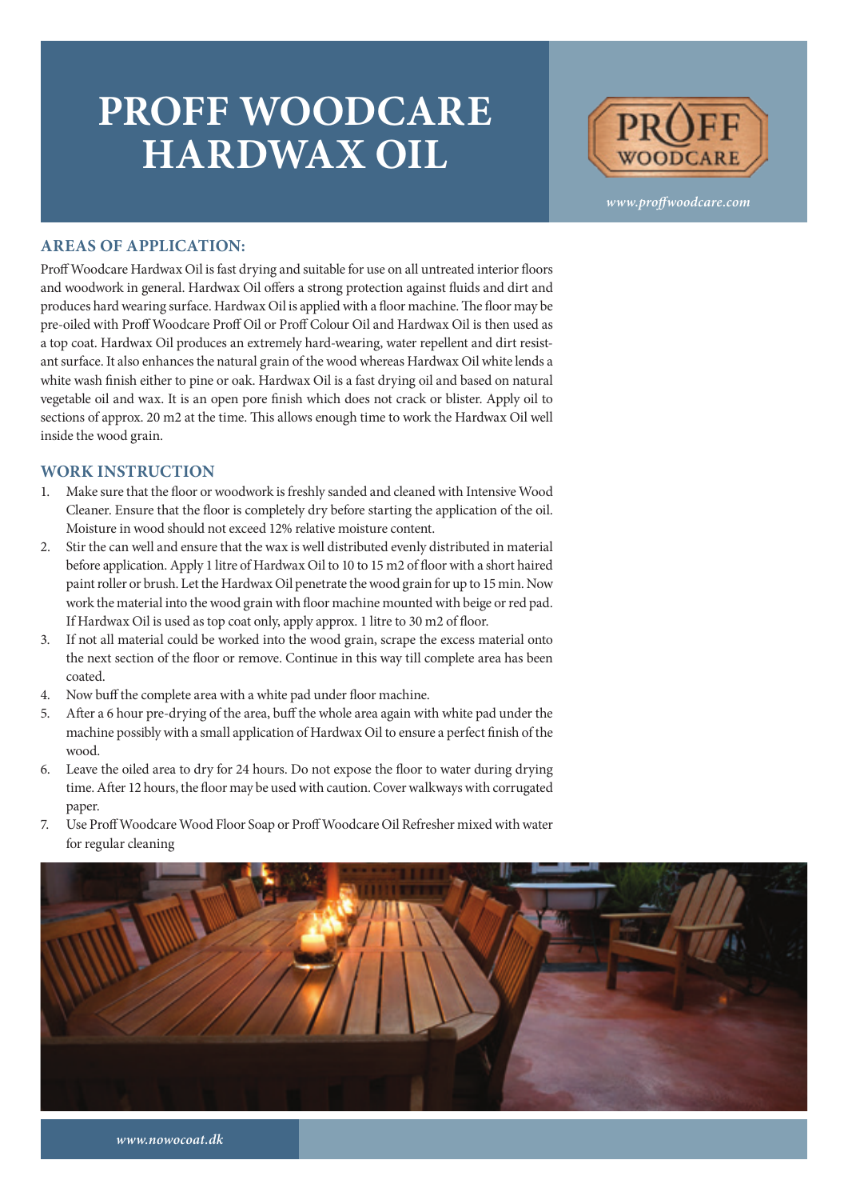# PROFF WOODCARE HARDWAX OIL

PROFF WOODCARE

*www.proffwoodcare.com*

## AREAS OF APPLICATION:

Proff Woodcare Hardwax Oil is fast drying and suitable for use on all untreated interior floors and woodwork in general. Hardwax Oil offers a strong protection against fluids and dirt and produces hard wearing surface. Hardwax Oil is applied with a floor machine. The floor may be pre-oiled with Proff Woodcare Proff Oil or Proff Colour Oil and Hardwax Oil is then used as a top coat. Hardwax Oil produces an extremely hard-wearing, water repellent and dirt resistant surface. It also enhances the natural grain of the wood whereas Hardwax Oil white lends a white wash finish either to pine or oak. Hardwax Oil is a fast drying oil and based on natural vegetable oil and wax. It is an open pore finish which does not crack or blister. Apply oil to sections of approx. 20 m2 at the time. This allows enough time to work the Hardwax Oil well inside the wood grain.

## WORK INSTRUCTION

1. Make sure that the floor or woodwork is freshly sanded and cleaned with Intensive Wood Cleaner. Ensure that the floor is completely dry before starting the application of the oil. Moisture in wood should not exceed 12% relative moisture content.
2. Stir the can well and ensure that the wax is well distributed evenly distributed in material before application. Apply 1 litre of Hardwax Oil to 10 to 15 m2 of floor with a short haired paint roller or brush. Let the Hardwax Oil penetrate the wood grain for up to 15 min. Now work the material into the wood grain with floor machine mounted with beige or red pad. If Hardwax Oil is used as top coat only, apply approx. 1 litre to 30 m2 of floor.
3. If not all material could be worked into the wood grain, scrape the excess material onto the next section of the floor or remove. Continue in this way till complete area has been coated.
4. Now buff the complete area with a white pad under floor machine.
5. After a 6 hour pre-drying of the area, buff the whole area again with white pad under the machine possibly with a small application of Hardwax Oil to ensure a perfect finish of the wood.
6. Leave the oiled area to dry for 24 hours. Do not expose the floor to water during drying time. After 12 hours, the floor may be used with caution. Cover walkways with corrugated paper.
7. Use Proff Woodcare Wood Floor Soap or Proff Woodcare Oil Refresher mixed with water for regular cleaning

*www.nowocoat.dk*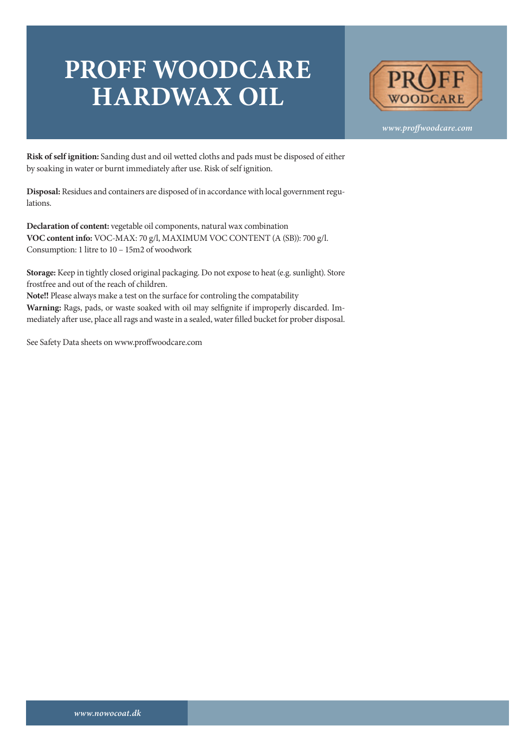# PROFF WOODCARE HARDWAX OIL

*www.proffwoodcare.com*

**Risk of self ignition:** Sanding dust and oil wetted cloths and pads must be disposed of either by soaking in water or burnt immediately after use. Risk of self ignition.

**Disposal:** Residues and containers are disposed of in accordance with local government regulations.

**Declaration of content:** vegetable oil components, natural wax combination
**VOC content info:** VOC-MAX: 70 g/l, MAXIMUM VOC CONTENT (A (SB)): 700 g/l.
Consumption: 1 litre to 10 – 15m2 of woodwork

**Storage:** Keep in tightly closed original packaging. Do not expose to heat (e.g. sunlight). Store frostfree and out of the reach of children.
**Note!!** Please always make a test on the surface for controling the compatability
**Warning:** Rags, pads, or waste soaked with oil may selfignite if improperly discarded. Immediately after use, place all rags and waste in a sealed, water filled bucket for prober disposal.

See Safety Data sheets on www.proffwoodcare.com

*www.nowocoat.dk*